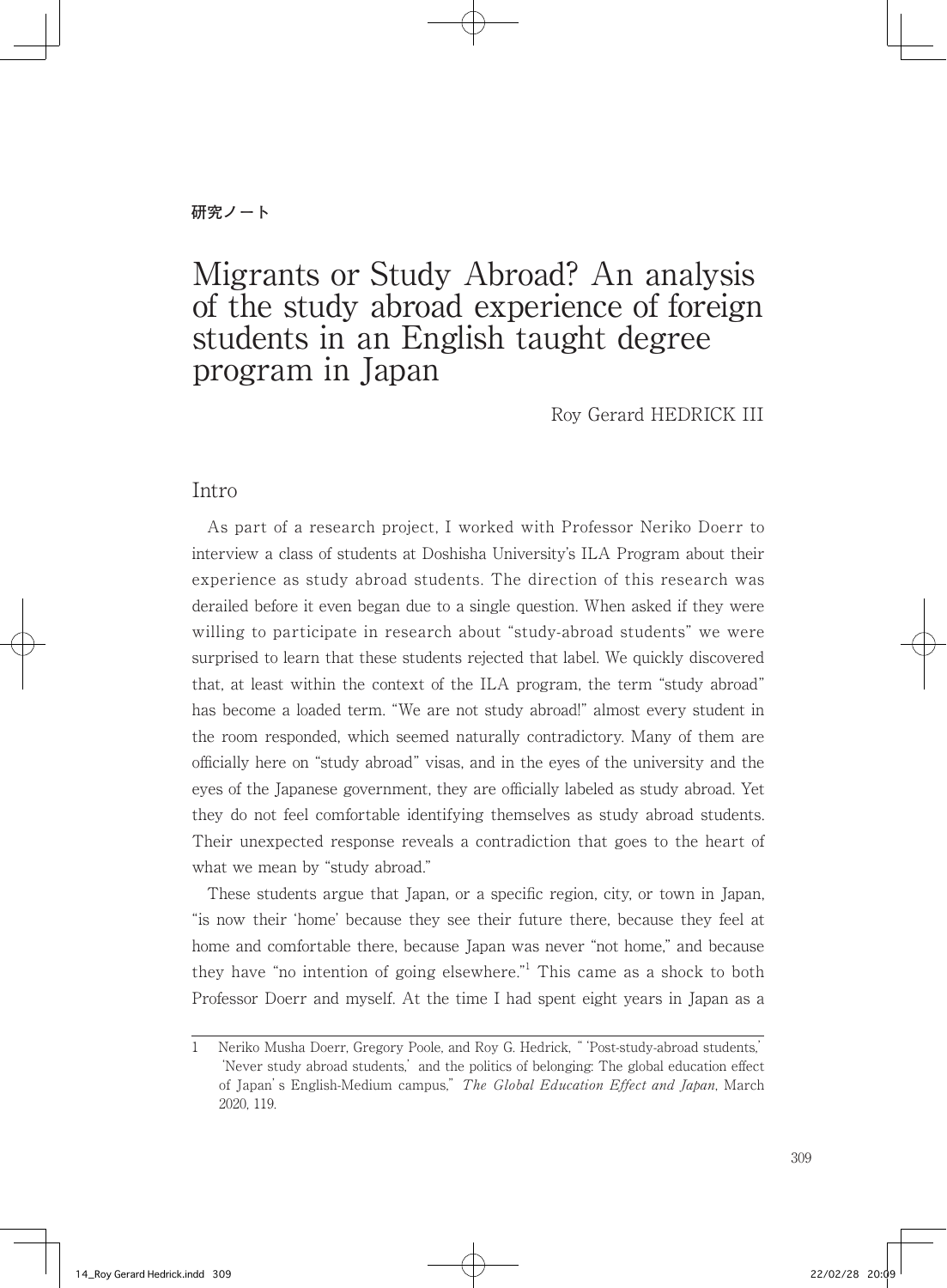研究ノート

# Migrants or Study Abroad? An analysis of the study abroad experience of foreign students in an English taught degree program in Japan

Roy Gerard HEDRICK III

## Intro

As part of a research project, I worked with Professor Neriko Doerr to interview a class of students at Doshisha University's ILA Program about their experience as study abroad students. The direction of this research was derailed before it even began due to a single question. When asked if they were willing to participate in research about "study-abroad students" we were surprised to learn that these students rejected that label. We quickly discovered that, at least within the context of the ILA program, the term "study abroad" has become a loaded term. "We are not study abroad!" almost every student in the room responded, which seemed naturally contradictory. Many of them are officially here on "study abroad" visas, and in the eyes of the university and the eyes of the Japanese government, they are officially labeled as study abroad. Yet they do not feel comfortable identifying themselves as study abroad students. Their unexpected response reveals a contradiction that goes to the heart of what we mean by "study abroad."

These students argue that Japan, or a specific region, city, or town in Japan, "is now their 'home' because they see their future there, because they feel at home and comfortable there, because Japan was never "not home," and because they have "no intention of going elsewhere."[1] This came as a shock to both Professor Doerr and myself. At the time I had spent eight years in Japan as a

---

1 Neriko Musha Doerr, Gregory Poole, and Roy G. Hedrick, " 'Post-study-abroad students,' 'Never study abroad students,' and the politics of belonging: The global education effect of Japan' s English-Medium campus," *The Global Education Effect and Japan*, March 2020, 119.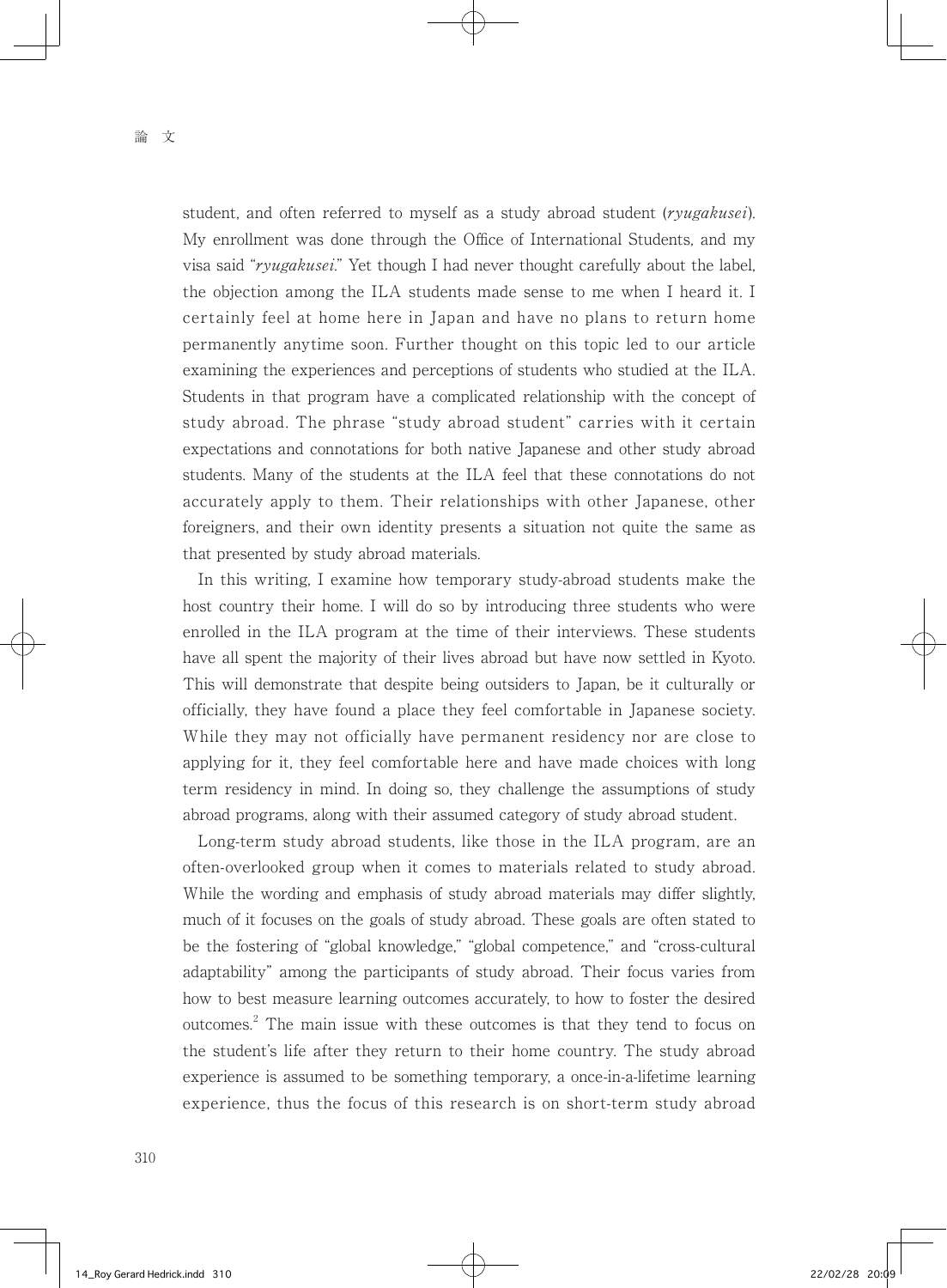student, and often referred to myself as a study abroad student (*ryugakusei*). My enrollment was done through the Office of International Students, and my visa said "*ryugakusei*." Yet though I had never thought carefully about the label, the objection among the ILA students made sense to me when I heard it. I certainly feel at home here in Japan and have no plans to return home permanently anytime soon. Further thought on this topic led to our article examining the experiences and perceptions of students who studied at the ILA. Students in that program have a complicated relationship with the concept of study abroad. The phrase "study abroad student" carries with it certain expectations and connotations for both native Japanese and other study abroad students. Many of the students at the ILA feel that these connotations do not accurately apply to them. Their relationships with other Japanese, other foreigners, and their own identity presents a situation not quite the same as that presented by study abroad materials.

In this writing, I examine how temporary study-abroad students make the host country their home. I will do so by introducing three students who were enrolled in the ILA program at the time of their interviews. These students have all spent the majority of their lives abroad but have now settled in Kyoto. This will demonstrate that despite being outsiders to Japan, be it culturally or officially, they have found a place they feel comfortable in Japanese society. While they may not officially have permanent residency nor are close to applying for it, they feel comfortable here and have made choices with long term residency in mind. In doing so, they challenge the assumptions of study abroad programs, along with their assumed category of study abroad student.

Long-term study abroad students, like those in the ILA program, are an often-overlooked group when it comes to materials related to study abroad. While the wording and emphasis of study abroad materials may differ slightly, much of it focuses on the goals of study abroad. These goals are often stated to be the fostering of "global knowledge," "global competence," and "cross-cultural adaptability" among the participants of study abroad. Their focus varies from how to best measure learning outcomes accurately, to how to foster the desired outcomes.[2] The main issue with these outcomes is that they tend to focus on the student's life after they return to their home country. The study abroad experience is assumed to be something temporary, a once-in-a-lifetime learning experience, thus the focus of this research is on short-term study abroad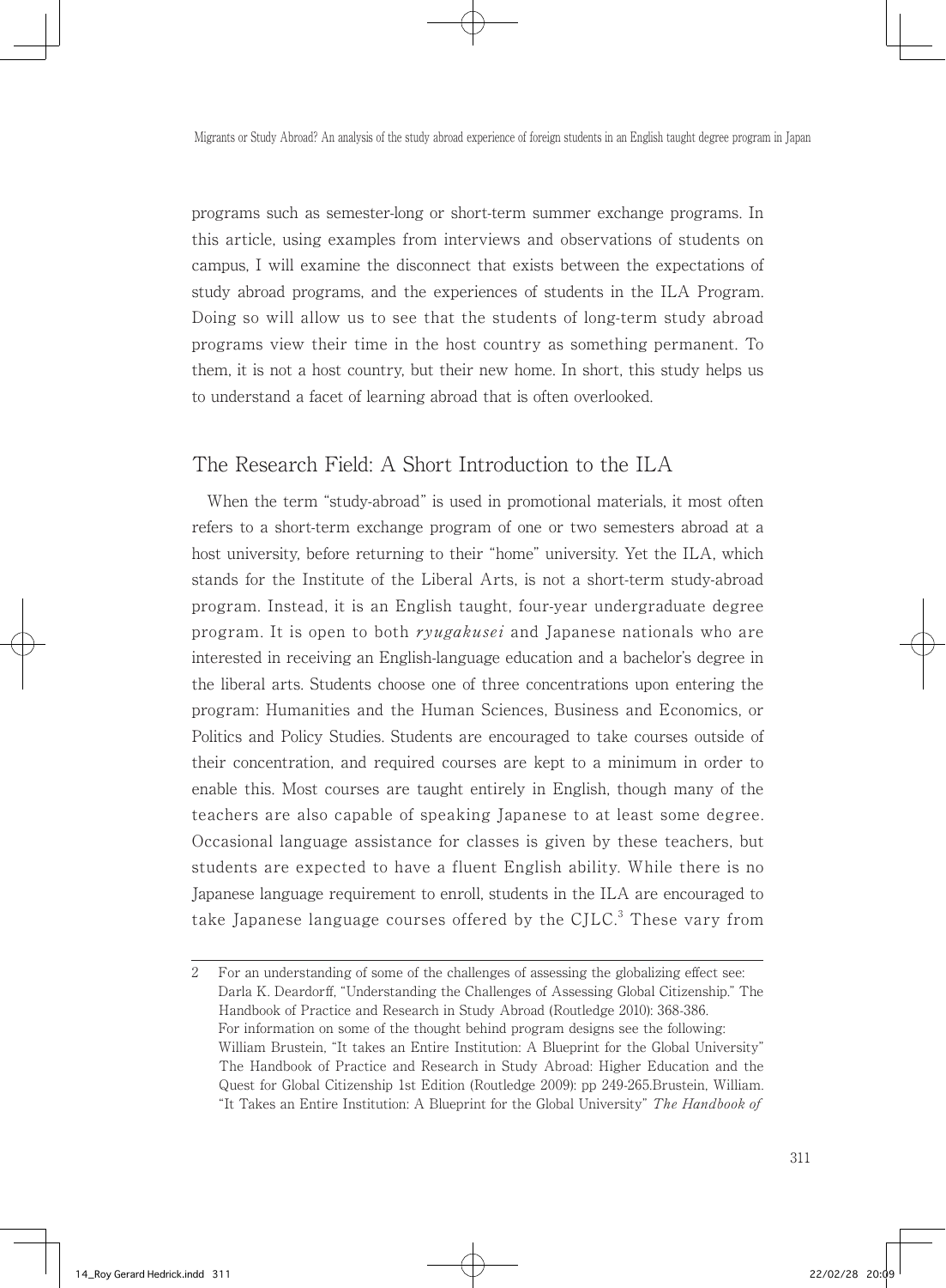programs such as semester-long or short-term summer exchange programs. In this article, using examples from interviews and observations of students on campus, I will examine the disconnect that exists between the expectations of study abroad programs, and the experiences of students in the ILA Program. Doing so will allow us to see that the students of long-term study abroad programs view their time in the host country as something permanent. To them, it is not a host country, but their new home. In short, this study helps us to understand a facet of learning abroad that is often overlooked.

## The Research Field: A Short Introduction to the ILA

When the term "study-abroad" is used in promotional materials, it most often refers to a short-term exchange program of one or two semesters abroad at a host university, before returning to their "home" university. Yet the ILA, which stands for the Institute of the Liberal Arts, is not a short-term study-abroad program. Instead, it is an English taught, four-year undergraduate degree program. It is open to both *ryugakusei* and Japanese nationals who are interested in receiving an English-language education and a bachelor's degree in the liberal arts. Students choose one of three concentrations upon entering the program: Humanities and the Human Sciences, Business and Economics, or Politics and Policy Studies. Students are encouraged to take courses outside of their concentration, and required courses are kept to a minimum in order to enable this. Most courses are taught entirely in English, though many of the teachers are also capable of speaking Japanese to at least some degree. Occasional language assistance for classes is given by these teachers, but students are expected to have a fluent English ability. While there is no Japanese language requirement to enroll, students in the ILA are encouraged to take Japanese language courses offered by the CJLC.[3] These vary from

---

2 For an understanding of some of the challenges of assessing the globalizing effect see: Darla K. Deardorff, "Understanding the Challenges of Assessing Global Citizenship." The Handbook of Practice and Research in Study Abroad (Routledge 2010): 368-386.
For information on some of the thought behind program designs see the following: William Brustein, "It takes an Entire Institution: A Blueprint for the Global University" The Handbook of Practice and Research in Study Abroad: Higher Education and the Quest for Global Citizenship 1st Edition (Routledge 2009): pp 249-265.Brustein, William. "It Takes an Entire Institution: A Blueprint for the Global University" *The Handbook of*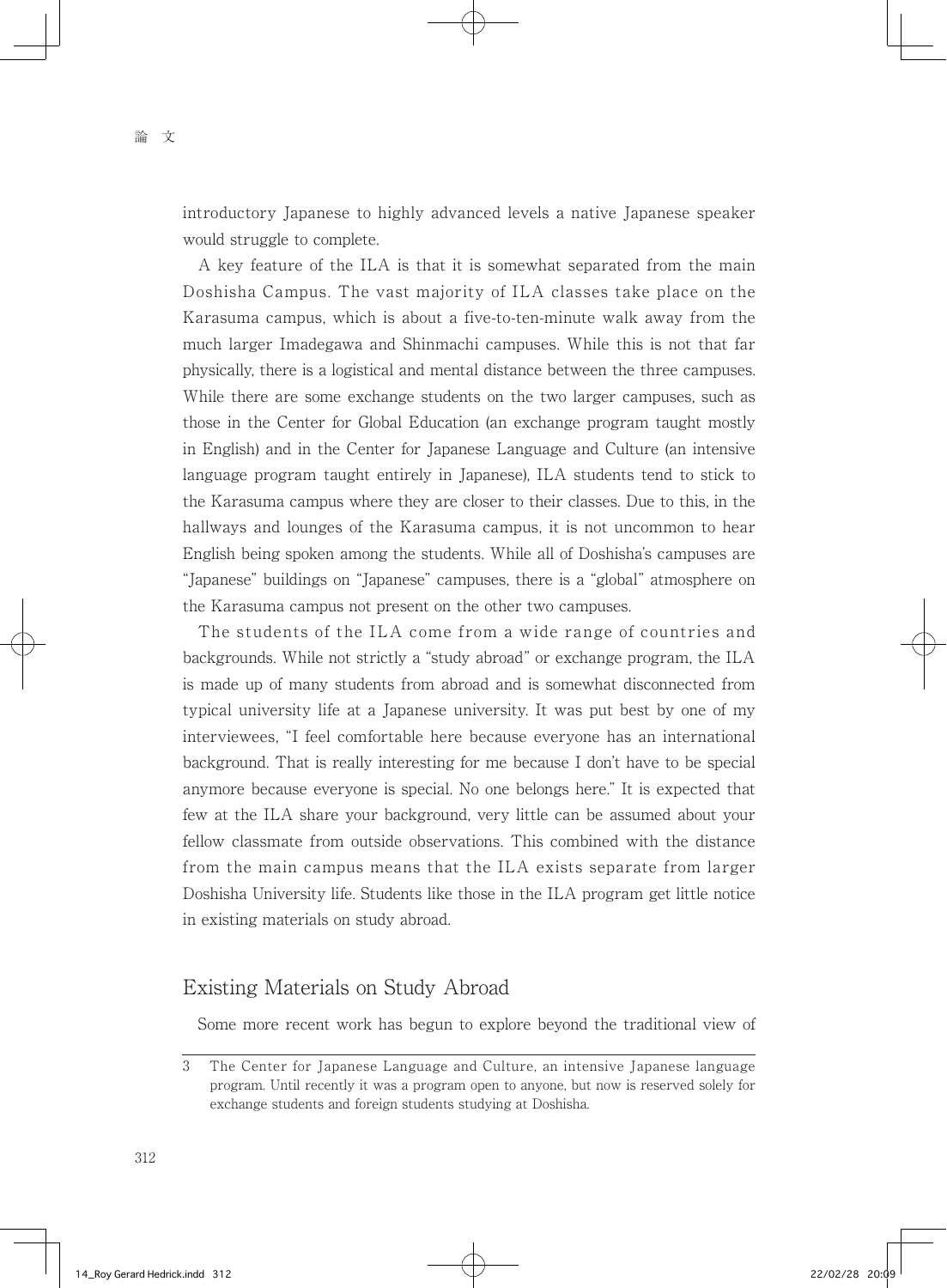introductory Japanese to highly advanced levels a native Japanese speaker would struggle to complete.

A key feature of the ILA is that it is somewhat separated from the main Doshisha Campus. The vast majority of ILA classes take place on the Karasuma campus, which is about a five-to-ten-minute walk away from the much larger Imadegawa and Shinmachi campuses. While this is not that far physically, there is a logistical and mental distance between the three campuses. While there are some exchange students on the two larger campuses, such as those in the Center for Global Education (an exchange program taught mostly in English) and in the Center for Japanese Language and Culture (an intensive language program taught entirely in Japanese), ILA students tend to stick to the Karasuma campus where they are closer to their classes. Due to this, in the hallways and lounges of the Karasuma campus, it is not uncommon to hear English being spoken among the students. While all of Doshisha's campuses are "Japanese" buildings on "Japanese" campuses, there is a "global" atmosphere on the Karasuma campus not present on the other two campuses.

The students of the ILA come from a wide range of countries and backgrounds. While not strictly a "study abroad" or exchange program, the ILA is made up of many students from abroad and is somewhat disconnected from typical university life at a Japanese university. It was put best by one of my interviewees, "I feel comfortable here because everyone has an international background. That is really interesting for me because I don't have to be special anymore because everyone is special. No one belongs here." It is expected that few at the ILA share your background, very little can be assumed about your fellow classmate from outside observations. This combined with the distance from the main campus means that the ILA exists separate from larger Doshisha University life. Students like those in the ILA program get little notice in existing materials on study abroad.

## Existing Materials on Study Abroad

Some more recent work has begun to explore beyond the traditional view of

---

3 The Center for Japanese Language and Culture, an intensive Japanese language program. Until recently it was a program open to anyone, but now is reserved solely for exchange students and foreign students studying at Doshisha.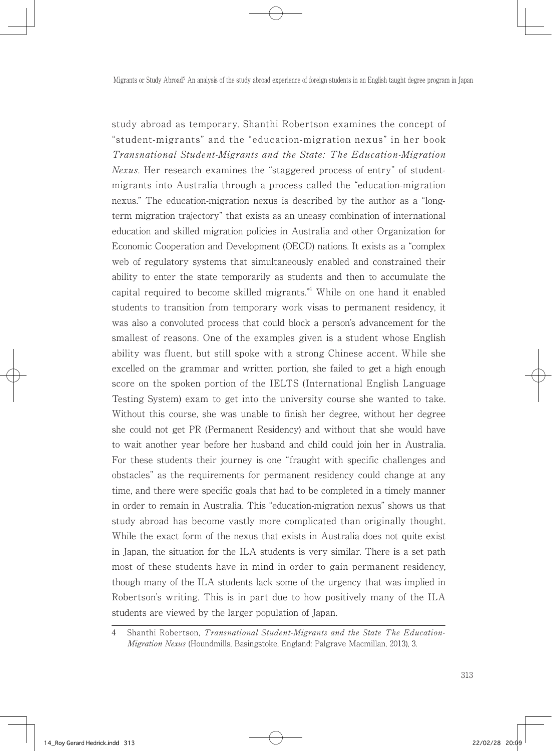study abroad as temporary. Shanthi Robertson examines the concept of "student-migrants" and the "education-migration nexus" in her book *Transnational Student-Migrants and the State: The Education-Migration Nexus*. Her research examines the "staggered process of entry" of student-migrants into Australia through a process called the "education-migration nexus." The education-migration nexus is described by the author as a "long-term migration trajectory" that exists as an uneasy combination of international education and skilled migration policies in Australia and other Organization for Economic Cooperation and Development (OECD) nations. It exists as a "complex web of regulatory systems that simultaneously enabled and constrained their ability to enter the state temporarily as students and then to accumulate the capital required to become skilled migrants."[4] While on one hand it enabled students to transition from temporary work visas to permanent residency, it was also a convoluted process that could block a person's advancement for the smallest of reasons. One of the examples given is a student whose English ability was fluent, but still spoke with a strong Chinese accent. While she excelled on the grammar and written portion, she failed to get a high enough score on the spoken portion of the IELTS (International English Language Testing System) exam to get into the university course she wanted to take. Without this course, she was unable to finish her degree, without her degree she could not get PR (Permanent Residency) and without that she would have to wait another year before her husband and child could join her in Australia. For these students their journey is one "fraught with specific challenges and obstacles" as the requirements for permanent residency could change at any time, and there were specific goals that had to be completed in a timely manner in order to remain in Australia. This "education-migration nexus" shows us that study abroad has become vastly more complicated than originally thought. While the exact form of the nexus that exists in Australia does not quite exist in Japan, the situation for the ILA students is very similar. There is a set path most of these students have in mind in order to gain permanent residency, though many of the ILA students lack some of the urgency that was implied in Robertson's writing. This is in part due to how positively many of the ILA students are viewed by the larger population of Japan.

---

4 Shanthi Robertson, *Transnational Student-Migrants and the State The Education-Migration Nexus* (Houndmills, Basingstoke, England: Palgrave Macmillan, 2013), 3.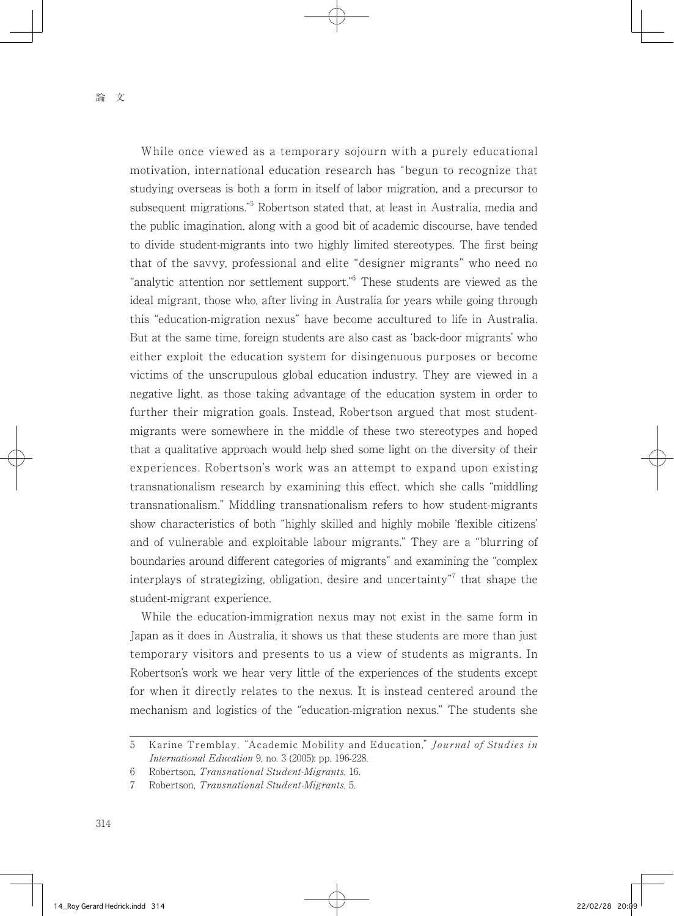While once viewed as a temporary sojourn with a purely educational motivation, international education research has "begun to recognize that studying overseas is both a form in itself of labor migration, and a precursor to subsequent migrations."[5] Robertson stated that, at least in Australia, media and the public imagination, along with a good bit of academic discourse, have tended to divide student-migrants into two highly limited stereotypes. The first being that of the savvy, professional and elite "designer migrants" who need no "analytic attention nor settlement support."[6] These students are viewed as the ideal migrant, those who, after living in Australia for years while going through this "education-migration nexus" have become accultured to life in Australia. But at the same time, foreign students are also cast as 'back-door migrants' who either exploit the education system for disingenuous purposes or become victims of the unscrupulous global education industry. They are viewed in a negative light, as those taking advantage of the education system in order to further their migration goals. Instead, Robertson argued that most student-migrants were somewhere in the middle of these two stereotypes and hoped that a qualitative approach would help shed some light on the diversity of their experiences. Robertson's work was an attempt to expand upon existing transnationalism research by examining this effect, which she calls "middling transnationalism." Middling transnationalism refers to how student-migrants show characteristics of both "highly skilled and highly mobile 'flexible citizens' and of vulnerable and exploitable labour migrants." They are a "blurring of boundaries around different categories of migrants" and examining the "complex interplays of strategizing, obligation, desire and uncertainty"[7] that shape the student-migrant experience.

While the education-immigration nexus may not exist in the same form in Japan as it does in Australia, it shows us that these students are more than just temporary visitors and presents to us a view of students as migrants. In Robertson's work we hear very little of the experiences of the students except for when it directly relates to the nexus. It is instead centered around the mechanism and logistics of the "education-migration nexus." The students she

---

5 Karine Tremblay, "Academic Mobility and Education," *Journal of Studies in International Education* 9, no. 3 (2005): pp. 196-228.

6 Robertson, *Transnational Student-Migrants*, 16.

7 Robertson, *Transnational Student-Migrants*, 5.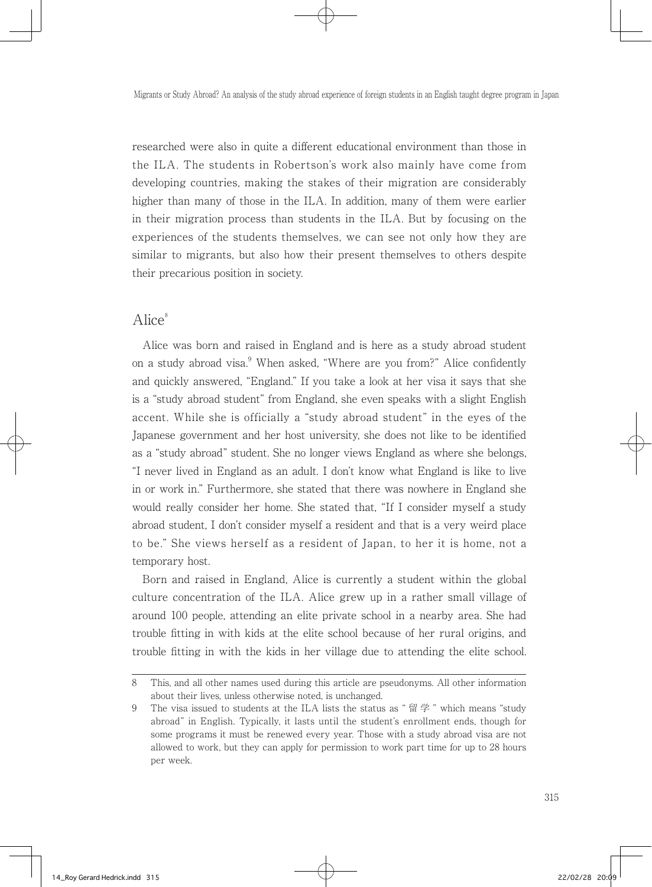researched were also in quite a different educational environment than those in the ILA. The students in Robertson's work also mainly have come from developing countries, making the stakes of their migration are considerably higher than many of those in the ILA. In addition, many of them were earlier in their migration process than students in the ILA. But by focusing on the experiences of the students themselves, we can see not only how they are similar to migrants, but also how their present themselves to others despite their precarious position in society.

## Alice[8]

Alice was born and raised in England and is here as a study abroad student on a study abroad visa.[9] When asked, "Where are you from?" Alice confidently and quickly answered, "England." If you take a look at her visa it says that she is a "study abroad student" from England, she even speaks with a slight English accent. While she is officially a "study abroad student" in the eyes of the Japanese government and her host university, she does not like to be identified as a "study abroad" student. She no longer views England as where she belongs, "I never lived in England as an adult. I don't know what England is like to live in or work in." Furthermore, she stated that there was nowhere in England she would really consider her home. She stated that, "If I consider myself a study abroad student, I don't consider myself a resident and that is a very weird place to be." She views herself as a resident of Japan, to her it is home, not a temporary host.

Born and raised in England, Alice is currently a student within the global culture concentration of the ILA. Alice grew up in a rather small village of around 100 people, attending an elite private school in a nearby area. She had trouble fitting in with kids at the elite school because of her rural origins, and trouble fitting in with the kids in her village due to attending the elite school.

---

8 This, and all other names used during this article are pseudonyms. All other information about their lives, unless otherwise noted, is unchanged.

9 The visa issued to students at the ILA lists the status as "留学" which means "study abroad" in English. Typically, it lasts until the student's enrollment ends, though for some programs it must be renewed every year. Those with a study abroad visa are not allowed to work, but they can apply for permission to work part time for up to 28 hours per week.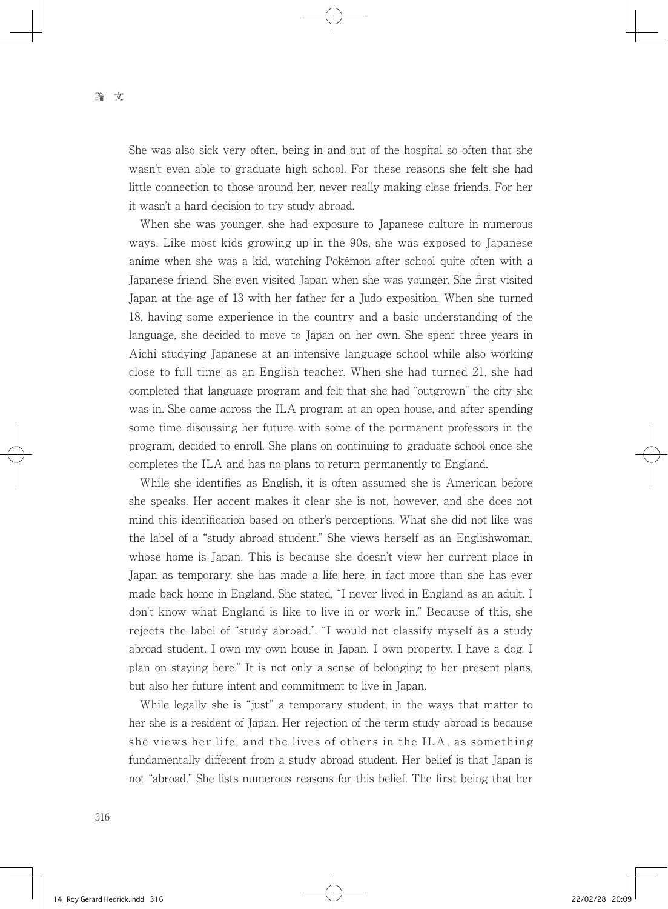She was also sick very often, being in and out of the hospital so often that she wasn't even able to graduate high school. For these reasons she felt she had little connection to those around her, never really making close friends. For her it wasn't a hard decision to try study abroad.

When she was younger, she had exposure to Japanese culture in numerous ways. Like most kids growing up in the 90s, she was exposed to Japanese anime when she was a kid, watching Pokémon after school quite often with a Japanese friend. She even visited Japan when she was younger. She first visited Japan at the age of 13 with her father for a Judo exposition. When she turned 18, having some experience in the country and a basic understanding of the language, she decided to move to Japan on her own. She spent three years in Aichi studying Japanese at an intensive language school while also working close to full time as an English teacher. When she had turned 21, she had completed that language program and felt that she had "outgrown" the city she was in. She came across the ILA program at an open house, and after spending some time discussing her future with some of the permanent professors in the program, decided to enroll. She plans on continuing to graduate school once she completes the ILA and has no plans to return permanently to England.

While she identifies as English, it is often assumed she is American before she speaks. Her accent makes it clear she is not, however, and she does not mind this identification based on other's perceptions. What she did not like was the label of a "study abroad student." She views herself as an Englishwoman, whose home is Japan. This is because she doesn't view her current place in Japan as temporary, she has made a life here, in fact more than she has ever made back home in England. She stated, "I never lived in England as an adult. I don't know what England is like to live in or work in." Because of this, she rejects the label of "study abroad.". "I would not classify myself as a study abroad student. I own my own house in Japan. I own property. I have a dog. I plan on staying here." It is not only a sense of belonging to her present plans, but also her future intent and commitment to live in Japan.

While legally she is "just" a temporary student, in the ways that matter to her she is a resident of Japan. Her rejection of the term study abroad is because she views her life, and the lives of others in the ILA, as something fundamentally different from a study abroad student. Her belief is that Japan is not "abroad." She lists numerous reasons for this belief. The first being that her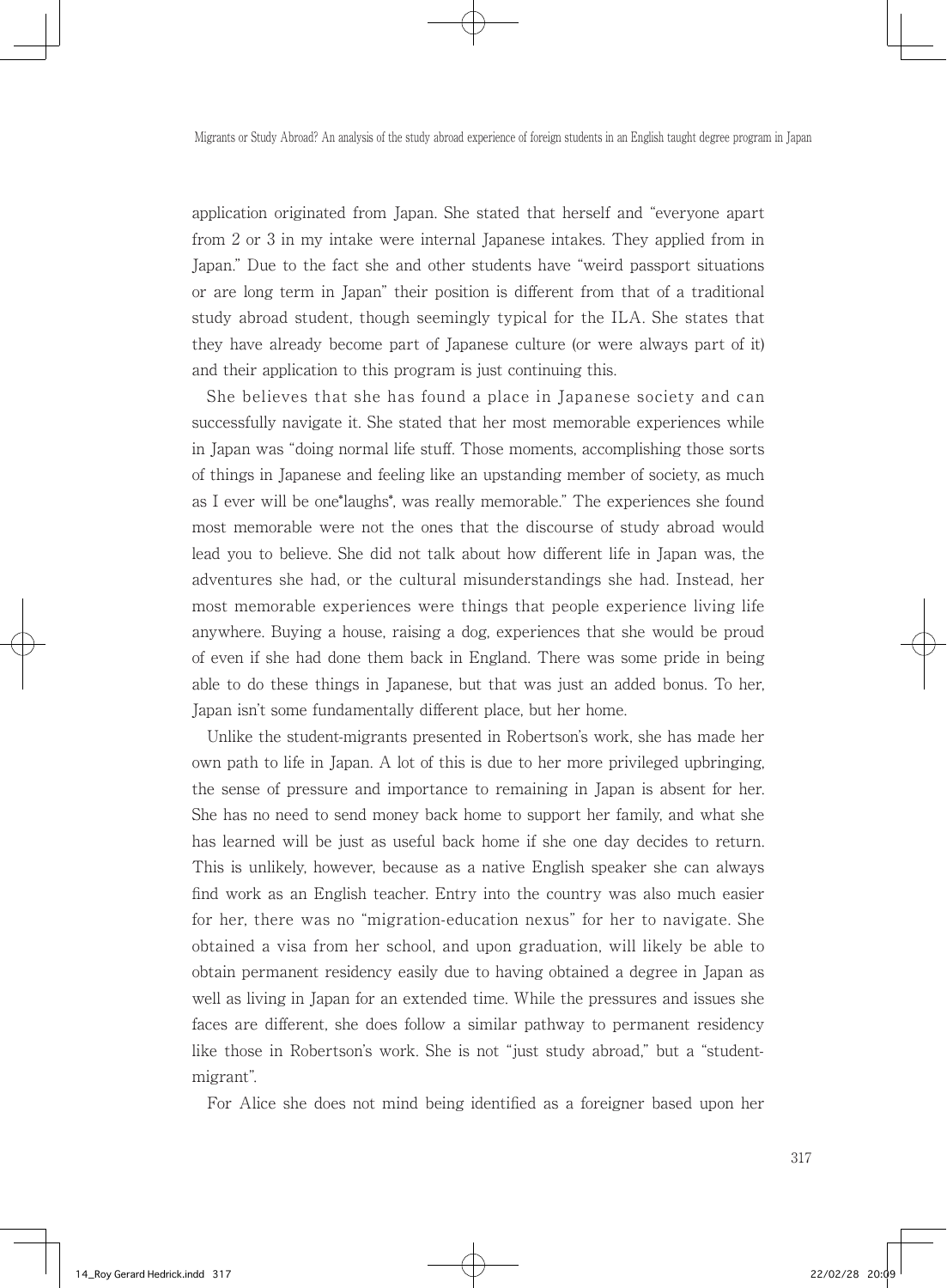application originated from Japan. She stated that herself and "everyone apart from 2 or 3 in my intake were internal Japanese intakes. They applied from in Japan." Due to the fact she and other students have "weird passport situations or are long term in Japan" their position is different from that of a traditional study abroad student, though seemingly typical for the ILA. She states that they have already become part of Japanese culture (or were always part of it) and their application to this program is just continuing this.

She believes that she has found a place in Japanese society and can successfully navigate it. She stated that her most memorable experiences while in Japan was "doing normal life stuff. Those moments, accomplishing those sorts of things in Japanese and feeling like an upstanding member of society, as much as I ever will be one*laughs*, was really memorable." The experiences she found most memorable were not the ones that the discourse of study abroad would lead you to believe. She did not talk about how different life in Japan was, the adventures she had, or the cultural misunderstandings she had. Instead, her most memorable experiences were things that people experience living life anywhere. Buying a house, raising a dog, experiences that she would be proud of even if she had done them back in England. There was some pride in being able to do these things in Japanese, but that was just an added bonus. To her, Japan isn't some fundamentally different place, but her home.

Unlike the student-migrants presented in Robertson's work, she has made her own path to life in Japan. A lot of this is due to her more privileged upbringing, the sense of pressure and importance to remaining in Japan is absent for her. She has no need to send money back home to support her family, and what she has learned will be just as useful back home if she one day decides to return. This is unlikely, however, because as a native English speaker she can always find work as an English teacher. Entry into the country was also much easier for her, there was no "migration-education nexus" for her to navigate. She obtained a visa from her school, and upon graduation, will likely be able to obtain permanent residency easily due to having obtained a degree in Japan as well as living in Japan for an extended time. While the pressures and issues she faces are different, she does follow a similar pathway to permanent residency like those in Robertson's work. She is not "just study abroad," but a "student-migrant".

For Alice she does not mind being identified as a foreigner based upon her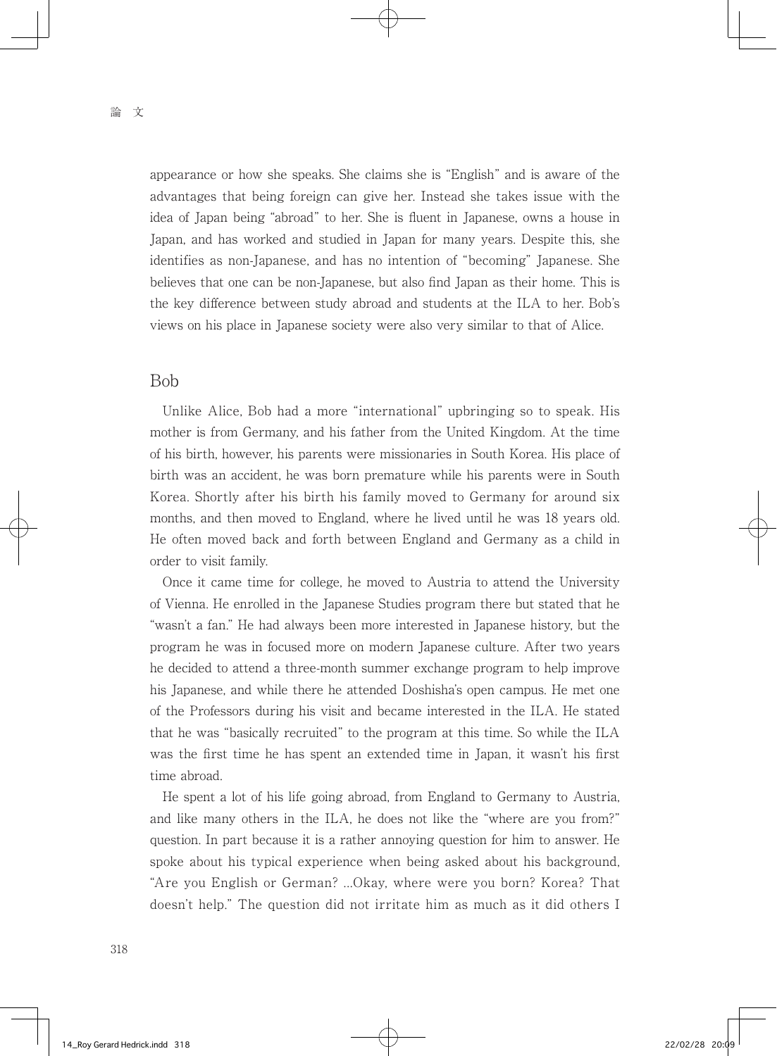appearance or how she speaks. She claims she is "English" and is aware of the advantages that being foreign can give her. Instead she takes issue with the idea of Japan being "abroad" to her. She is fluent in Japanese, owns a house in Japan, and has worked and studied in Japan for many years. Despite this, she identifies as non-Japanese, and has no intention of "becoming" Japanese. She believes that one can be non-Japanese, but also find Japan as their home. This is the key difference between study abroad and students at the ILA to her. Bob's views on his place in Japanese society were also very similar to that of Alice.

## Bob

Unlike Alice, Bob had a more "international" upbringing so to speak. His mother is from Germany, and his father from the United Kingdom. At the time of his birth, however, his parents were missionaries in South Korea. His place of birth was an accident, he was born premature while his parents were in South Korea. Shortly after his birth his family moved to Germany for around six months, and then moved to England, where he lived until he was 18 years old. He often moved back and forth between England and Germany as a child in order to visit family.

Once it came time for college, he moved to Austria to attend the University of Vienna. He enrolled in the Japanese Studies program there but stated that he "wasn't a fan." He had always been more interested in Japanese history, but the program he was in focused more on modern Japanese culture. After two years he decided to attend a three-month summer exchange program to help improve his Japanese, and while there he attended Doshisha's open campus. He met one of the Professors during his visit and became interested in the ILA. He stated that he was "basically recruited" to the program at this time. So while the ILA was the first time he has spent an extended time in Japan, it wasn't his first time abroad.

He spent a lot of his life going abroad, from England to Germany to Austria, and like many others in the ILA, he does not like the "where are you from?" question. In part because it is a rather annoying question for him to answer. He spoke about his typical experience when being asked about his background, "Are you English or German? ...Okay, where were you born? Korea? That doesn't help." The question did not irritate him as much as it did others I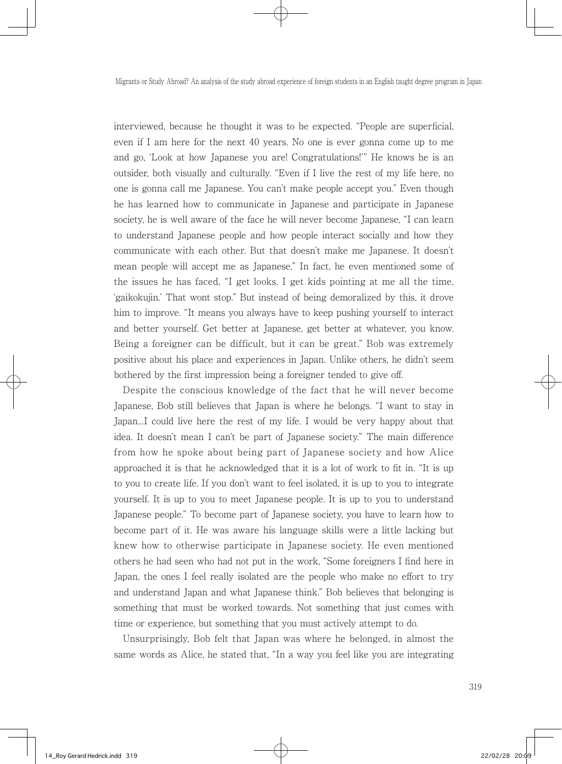interviewed, because he thought it was to be expected. "People are superficial, even if I am here for the next 40 years. No one is ever gonna come up to me and go, 'Look at how Japanese you are! Congratulations!'" He knows he is an outsider, both visually and culturally. "Even if I live the rest of my life here, no one is gonna call me Japanese. You can't make people accept you." Even though he has learned how to communicate in Japanese and participate in Japanese society, he is well aware of the face he will never become Japanese, "I can learn to understand Japanese people and how people interact socially and how they communicate with each other. But that doesn't make me Japanese. It doesn't mean people will accept me as Japanese." In fact, he even mentioned some of the issues he has faced, "I get looks. I get kids pointing at me all the time, 'gaikokujin.' That wont stop." But instead of being demoralized by this, it drove him to improve. "It means you always have to keep pushing yourself to interact and better yourself. Get better at Japanese, get better at whatever, you know. Being a foreigner can be difficult, but it can be great." Bob was extremely positive about his place and experiences in Japan. Unlike others, he didn't seem bothered by the first impression being a foreigner tended to give off.

Despite the conscious knowledge of the fact that he will never become Japanese, Bob still believes that Japan is where he belongs. "I want to stay in Japan...I could live here the rest of my life. I would be very happy about that idea. It doesn't mean I can't be part of Japanese society." The main difference from how he spoke about being part of Japanese society and how Alice approached it is that he acknowledged that it is a lot of work to fit in. "It is up to you to create life. If you don't want to feel isolated, it is up to you to integrate yourself. It is up to you to meet Japanese people. It is up to you to understand Japanese people." To become part of Japanese society, you have to learn how to become part of it. He was aware his language skills were a little lacking but knew how to otherwise participate in Japanese society. He even mentioned others he had seen who had not put in the work, "Some foreigners I find here in Japan, the ones I feel really isolated are the people who make no effort to try and understand Japan and what Japanese think." Bob believes that belonging is something that must be worked towards. Not something that just comes with time or experience, but something that you must actively attempt to do.

Unsurprisingly, Bob felt that Japan was where he belonged, in almost the same words as Alice, he stated that, "In a way you feel like you are integrating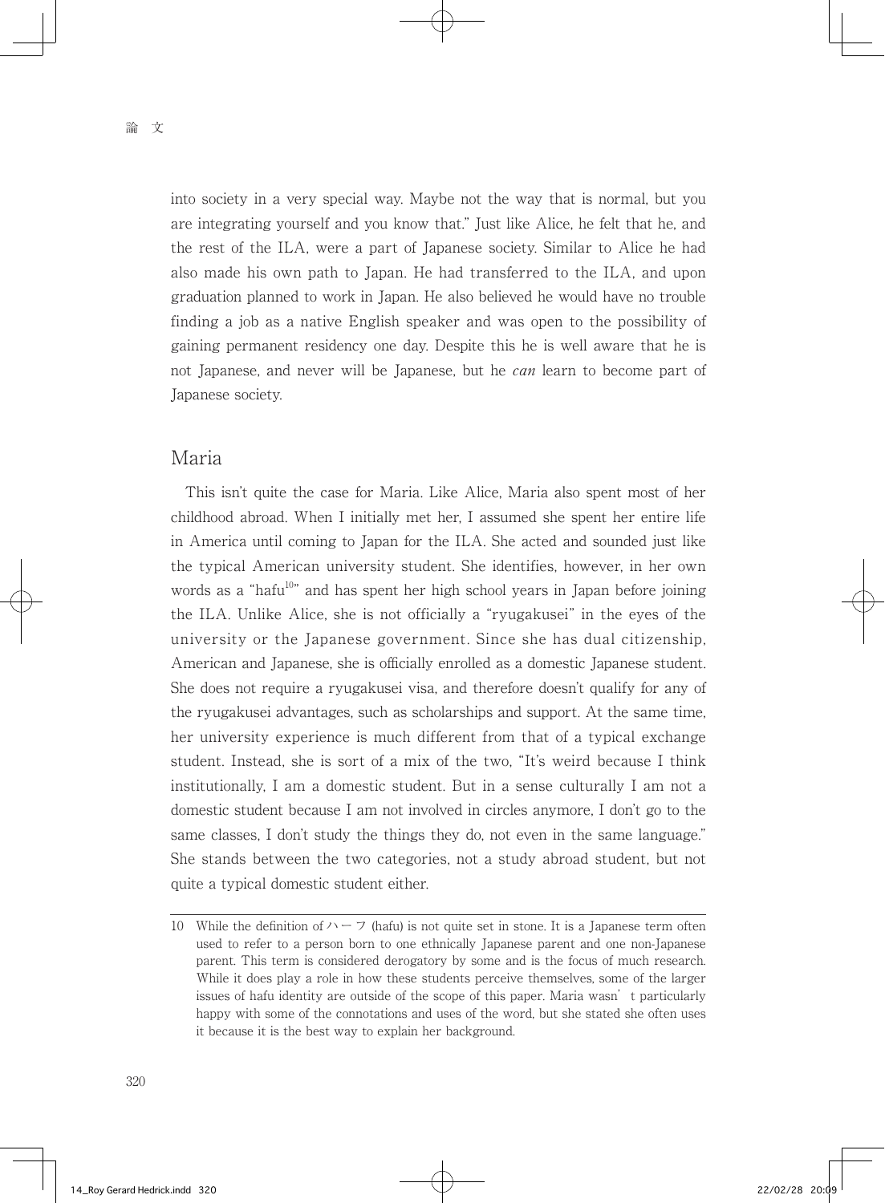into society in a very special way. Maybe not the way that is normal, but you are integrating yourself and you know that." Just like Alice, he felt that he, and the rest of the ILA, were a part of Japanese society. Similar to Alice he had also made his own path to Japan. He had transferred to the ILA, and upon graduation planned to work in Japan. He also believed he would have no trouble finding a job as a native English speaker and was open to the possibility of gaining permanent residency one day. Despite this he is well aware that he is not Japanese, and never will be Japanese, but he *can* learn to become part of Japanese society.

## Maria

This isn't quite the case for Maria. Like Alice, Maria also spent most of her childhood abroad. When I initially met her, I assumed she spent her entire life in America until coming to Japan for the ILA. She acted and sounded just like the typical American university student. She identifies, however, in her own words as a "hafu[10]" and has spent her high school years in Japan before joining the ILA. Unlike Alice, she is not officially a "ryugakusei" in the eyes of the university or the Japanese government. Since she has dual citizenship, American and Japanese, she is officially enrolled as a domestic Japanese student. She does not require a ryugakusei visa, and therefore doesn't qualify for any of the ryugakusei advantages, such as scholarships and support. At the same time, her university experience is much different from that of a typical exchange student. Instead, she is sort of a mix of the two, "It's weird because I think institutionally, I am a domestic student. But in a sense culturally I am not a domestic student because I am not involved in circles anymore, I don't go to the same classes, I don't study the things they do, not even in the same language." She stands between the two categories, not a study abroad student, but not quite a typical domestic student either.

---

10 While the definition of ハーフ (hafu) is not quite set in stone. It is a Japanese term often used to refer to a person born to one ethnically Japanese parent and one non-Japanese parent. This term is considered derogatory by some and is the focus of much research. While it does play a role in how these students perceive themselves, some of the larger issues of hafu identity are outside of the scope of this paper. Maria wasn't particularly happy with some of the connotations and uses of the word, but she stated she often uses it because it is the best way to explain her background.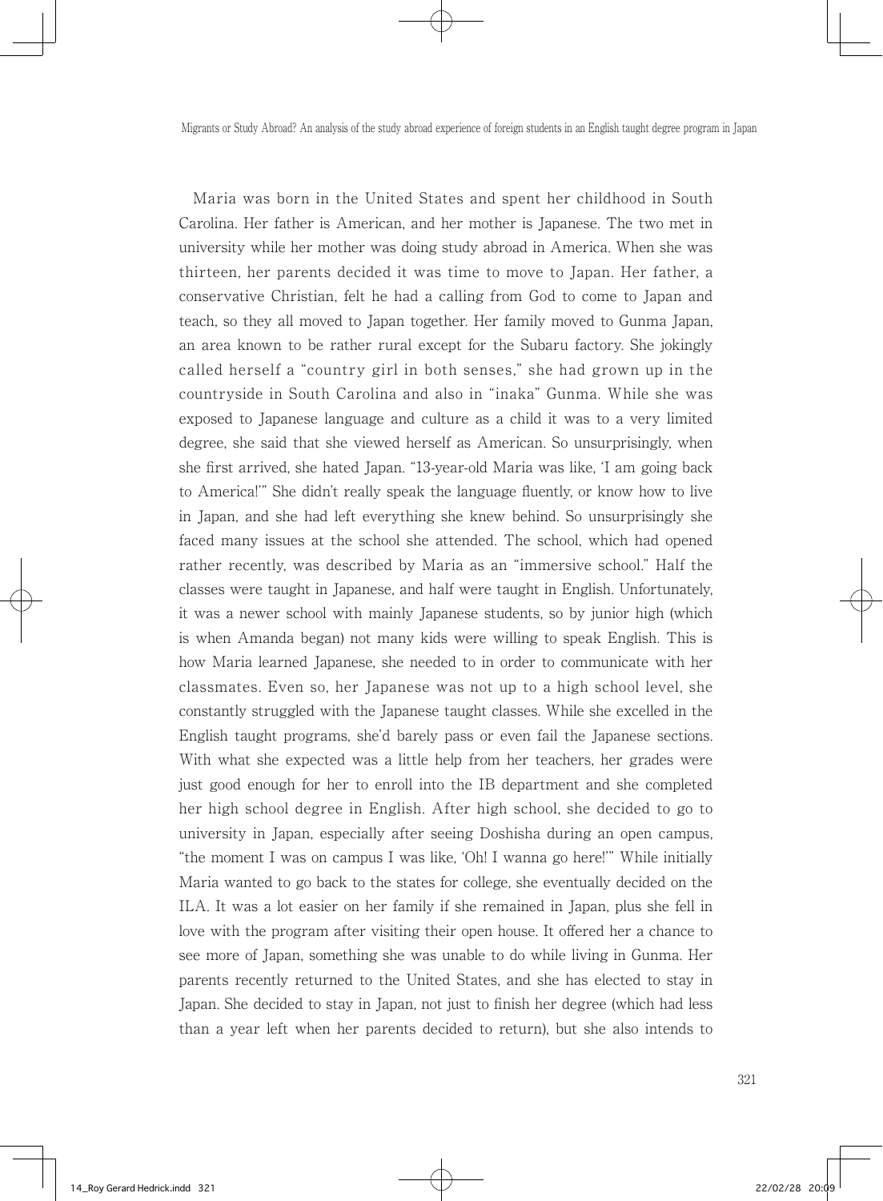Maria was born in the United States and spent her childhood in South Carolina. Her father is American, and her mother is Japanese. The two met in university while her mother was doing study abroad in America. When she was thirteen, her parents decided it was time to move to Japan. Her father, a conservative Christian, felt he had a calling from God to come to Japan and teach, so they all moved to Japan together. Her family moved to Gunma Japan, an area known to be rather rural except for the Subaru factory. She jokingly called herself a "country girl in both senses," she had grown up in the countryside in South Carolina and also in "inaka" Gunma. While she was exposed to Japanese language and culture as a child it was to a very limited degree, she said that she viewed herself as American. So unsurprisingly, when she first arrived, she hated Japan. "13-year-old Maria was like, 'I am going back to America!'" She didn't really speak the language fluently, or know how to live in Japan, and she had left everything she knew behind. So unsurprisingly she faced many issues at the school she attended. The school, which had opened rather recently, was described by Maria as an "immersive school." Half the classes were taught in Japanese, and half were taught in English. Unfortunately, it was a newer school with mainly Japanese students, so by junior high (which is when Amanda began) not many kids were willing to speak English. This is how Maria learned Japanese, she needed to in order to communicate with her classmates. Even so, her Japanese was not up to a high school level, she constantly struggled with the Japanese taught classes. While she excelled in the English taught programs, she'd barely pass or even fail the Japanese sections. With what she expected was a little help from her teachers, her grades were just good enough for her to enroll into the IB department and she completed her high school degree in English. After high school, she decided to go to university in Japan, especially after seeing Doshisha during an open campus, "the moment I was on campus I was like, 'Oh! I wanna go here!'" While initially Maria wanted to go back to the states for college, she eventually decided on the ILA. It was a lot easier on her family if she remained in Japan, plus she fell in love with the program after visiting their open house. It offered her a chance to see more of Japan, something she was unable to do while living in Gunma. Her parents recently returned to the United States, and she has elected to stay in Japan. She decided to stay in Japan, not just to finish her degree (which had less than a year left when her parents decided to return), but she also intends to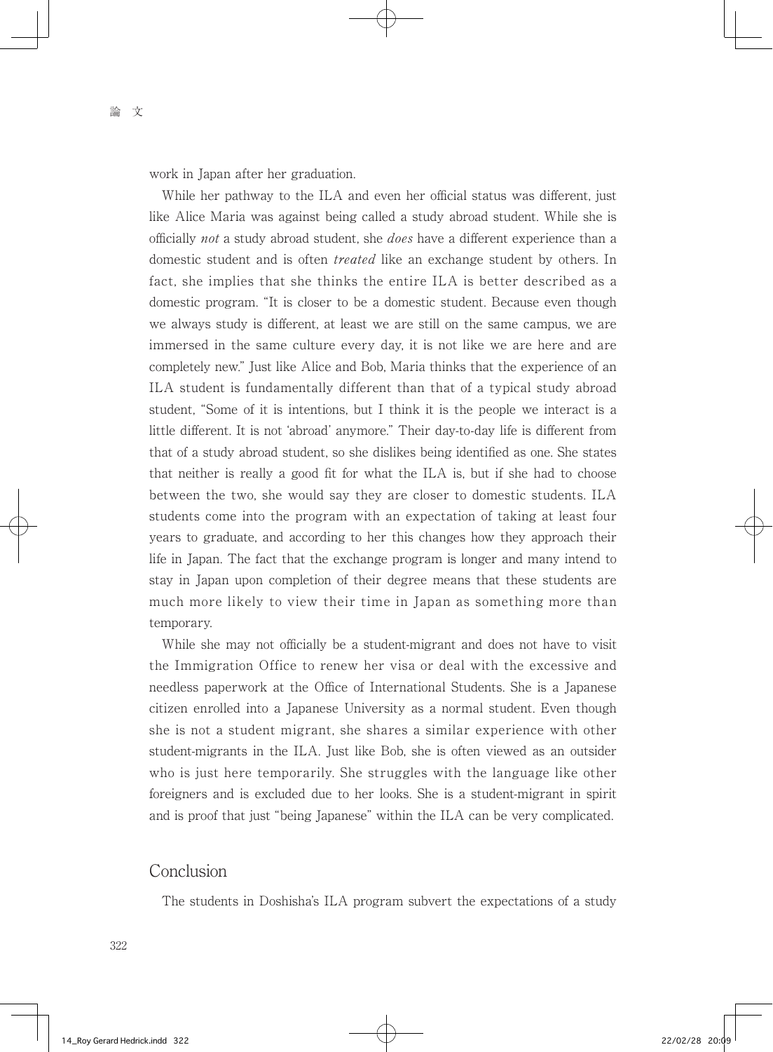work in Japan after her graduation.

While her pathway to the ILA and even her official status was different, just like Alice Maria was against being called a study abroad student. While she is officially *not* a study abroad student, she *does* have a different experience than a domestic student and is often *treated* like an exchange student by others. In fact, she implies that she thinks the entire ILA is better described as a domestic program. "It is closer to be a domestic student. Because even though we always study is different, at least we are still on the same campus, we are immersed in the same culture every day, it is not like we are here and are completely new." Just like Alice and Bob, Maria thinks that the experience of an ILA student is fundamentally different than that of a typical study abroad student, "Some of it is intentions, but I think it is the people we interact is a little different. It is not 'abroad' anymore." Their day-to-day life is different from that of a study abroad student, so she dislikes being identified as one. She states that neither is really a good fit for what the ILA is, but if she had to choose between the two, she would say they are closer to domestic students. ILA students come into the program with an expectation of taking at least four years to graduate, and according to her this changes how they approach their life in Japan. The fact that the exchange program is longer and many intend to stay in Japan upon completion of their degree means that these students are much more likely to view their time in Japan as something more than temporary.

While she may not officially be a student-migrant and does not have to visit the Immigration Office to renew her visa or deal with the excessive and needless paperwork at the Office of International Students. She is a Japanese citizen enrolled into a Japanese University as a normal student. Even though she is not a student migrant, she shares a similar experience with other student-migrants in the ILA. Just like Bob, she is often viewed as an outsider who is just here temporarily. She struggles with the language like other foreigners and is excluded due to her looks. She is a student-migrant in spirit and is proof that just "being Japanese" within the ILA can be very complicated.

## Conclusion

The students in Doshisha's ILA program subvert the expectations of a study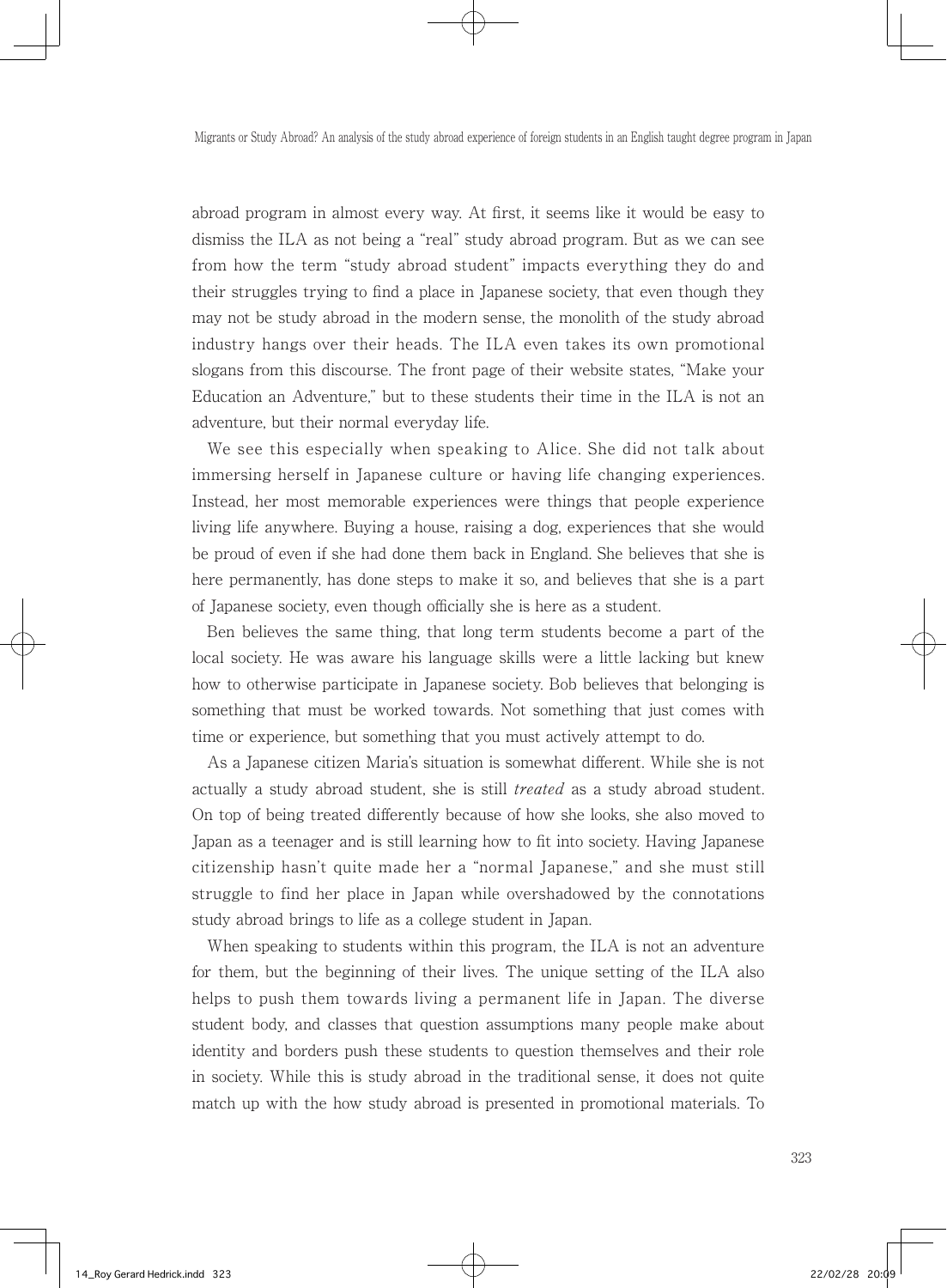abroad program in almost every way. At first, it seems like it would be easy to dismiss the ILA as not being a "real" study abroad program. But as we can see from how the term "study abroad student" impacts everything they do and their struggles trying to find a place in Japanese society, that even though they may not be study abroad in the modern sense, the monolith of the study abroad industry hangs over their heads. The ILA even takes its own promotional slogans from this discourse. The front page of their website states, "Make your Education an Adventure," but to these students their time in the ILA is not an adventure, but their normal everyday life.

We see this especially when speaking to Alice. She did not talk about immersing herself in Japanese culture or having life changing experiences. Instead, her most memorable experiences were things that people experience living life anywhere. Buying a house, raising a dog, experiences that she would be proud of even if she had done them back in England. She believes that she is here permanently, has done steps to make it so, and believes that she is a part of Japanese society, even though officially she is here as a student.

Ben believes the same thing, that long term students become a part of the local society. He was aware his language skills were a little lacking but knew how to otherwise participate in Japanese society. Bob believes that belonging is something that must be worked towards. Not something that just comes with time or experience, but something that you must actively attempt to do.

As a Japanese citizen Maria's situation is somewhat different. While she is not actually a study abroad student, she is still *treated* as a study abroad student. On top of being treated differently because of how she looks, she also moved to Japan as a teenager and is still learning how to fit into society. Having Japanese citizenship hasn't quite made her a "normal Japanese," and she must still struggle to find her place in Japan while overshadowed by the connotations study abroad brings to life as a college student in Japan.

When speaking to students within this program, the ILA is not an adventure for them, but the beginning of their lives. The unique setting of the ILA also helps to push them towards living a permanent life in Japan. The diverse student body, and classes that question assumptions many people make about identity and borders push these students to question themselves and their role in society. While this is study abroad in the traditional sense, it does not quite match up with the how study abroad is presented in promotional materials. To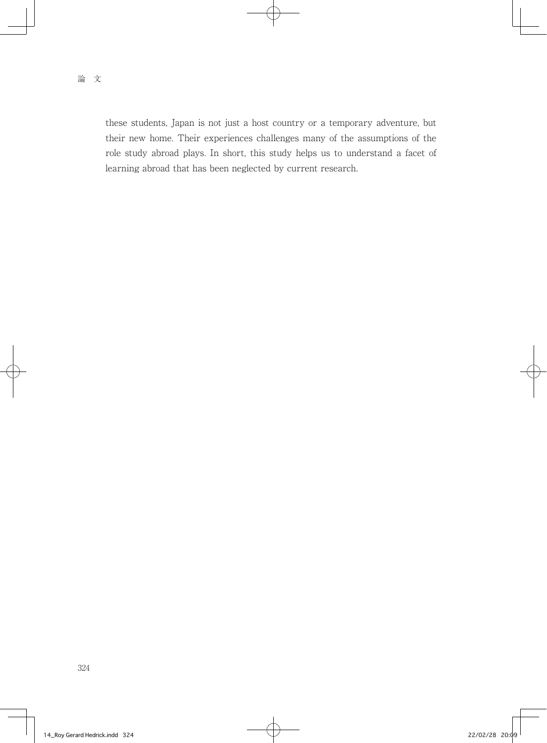these students, Japan is not just a host country or a temporary adventure, but their new home. Their experiences challenges many of the assumptions of the role study abroad plays. In short, this study helps us to understand a facet of learning abroad that has been neglected by current research.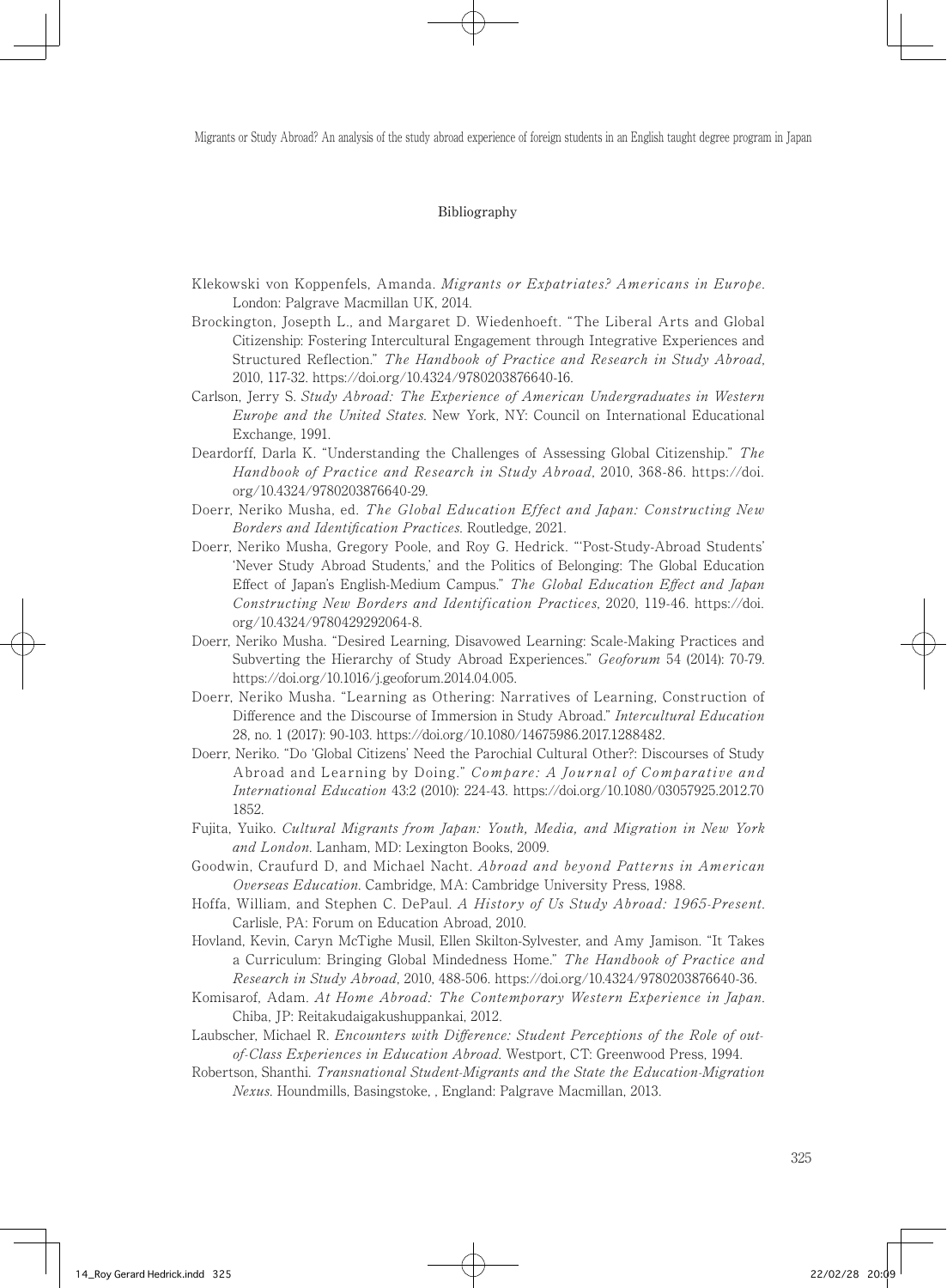## Bibliography

Klekowski von Koppenfels, Amanda. *Migrants or Expatriates? Americans in Europe*. London: Palgrave Macmillan UK, 2014.

Brockington, Josepth L., and Margaret D. Wiedenhoeft. "The Liberal Arts and Global Citizenship: Fostering Intercultural Engagement through Integrative Experiences and Structured Reflection." *The Handbook of Practice and Research in Study Abroad*, 2010, 117-32. https://doi.org/10.4324/9780203876640-16.

Carlson, Jerry S. *Study Abroad: The Experience of American Undergraduates in Western Europe and the United States*. New York, NY: Council on International Educational Exchange, 1991.

Deardorff, Darla K. "Understanding the Challenges of Assessing Global Citizenship." *The Handbook of Practice and Research in Study Abroad*, 2010, 368-86. https://doi.org/10.4324/9780203876640-29.

Doerr, Neriko Musha, ed. *The Global Education Effect and Japan: Constructing New Borders and Identification Practices*. Routledge, 2021.

Doerr, Neriko Musha, Gregory Poole, and Roy G. Hedrick. "'Post-Study-Abroad Students' 'Never Study Abroad Students,' and the Politics of Belonging: The Global Education Effect of Japan's English-Medium Campus." *The Global Education Effect and Japan Constructing New Borders and Identification Practices*, 2020, 119-46. https://doi.org/10.4324/9780429292064-8.

Doerr, Neriko Musha. "Desired Learning, Disavowed Learning: Scale-Making Practices and Subverting the Hierarchy of Study Abroad Experiences." *Geoforum* 54 (2014): 70-79. https://doi.org/10.1016/j.geoforum.2014.04.005.

Doerr, Neriko Musha. "Learning as Othering: Narratives of Learning, Construction of Difference and the Discourse of Immersion in Study Abroad." *Intercultural Education* 28, no. 1 (2017): 90-103. https://doi.org/10.1080/14675986.2017.1288482.

Doerr, Neriko. "Do 'Global Citizens' Need the Parochial Cultural Other?: Discourses of Study Abroad and Learning by Doing." *Compare: A Journal of Comparative and International Education* 43:2 (2010): 224-43. https://doi.org/10.1080/03057925.2012.701852.

Fujita, Yuiko. *Cultural Migrants from Japan: Youth, Media, and Migration in New York and London*. Lanham, MD: Lexington Books, 2009.

Goodwin, Craufurd D, and Michael Nacht. *Abroad and beyond Patterns in American Overseas Education*. Cambridge, MA: Cambridge University Press, 1988.

Hoffa, William, and Stephen C. DePaul. *A History of Us Study Abroad: 1965-Present*. Carlisle, PA: Forum on Education Abroad, 2010.

Hovland, Kevin, Caryn McTighe Musil, Ellen Skilton-Sylvester, and Amy Jamison. "It Takes a Curriculum: Bringing Global Mindedness Home." *The Handbook of Practice and Research in Study Abroad*, 2010, 488-506. https://doi.org/10.4324/9780203876640-36.

Komisarof, Adam. *At Home Abroad: The Contemporary Western Experience in Japan*. Chiba, JP: Reitakudaigakushuppankai, 2012.

Laubscher, Michael R. *Encounters with Difference: Student Perceptions of the Role of out-of-Class Experiences in Education Abroad*. Westport, CT: Greenwood Press, 1994.

Robertson, Shanthi. *Transnational Student-Migrants and the State the Education-Migration Nexus*. Houndmills, Basingstoke, , England: Palgrave Macmillan, 2013.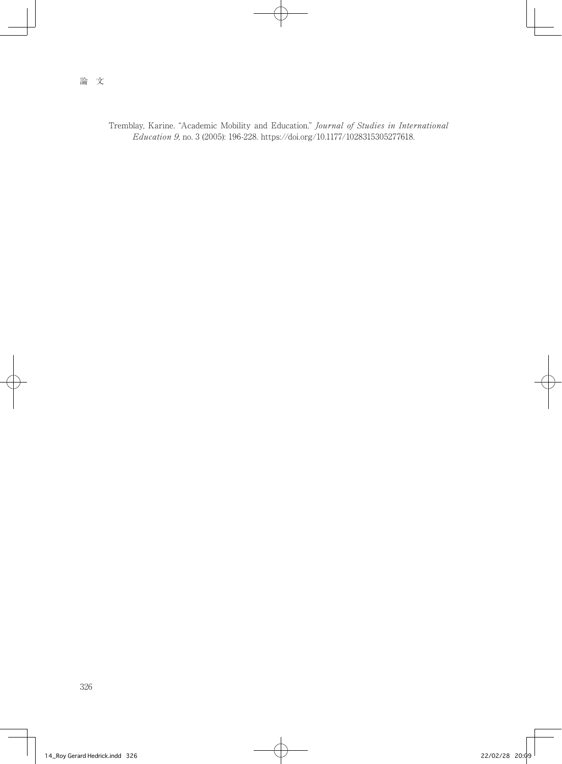Tremblay, Karine. "Academic Mobility and Education." *Journal of Studies in International Education 9*, no. 3 (2005): 196-228. https://doi.org/10.1177/1028315305277618.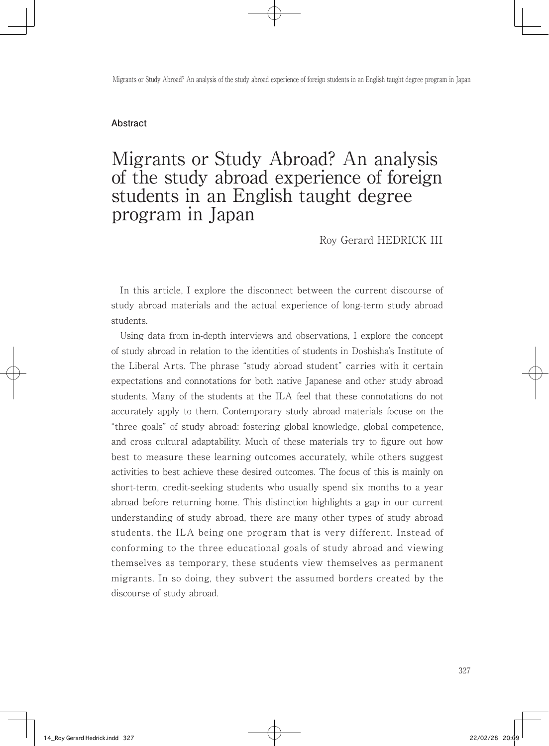## Abstract

# Migrants or Study Abroad? An analysis of the study abroad experience of foreign students in an English taught degree program in Japan

Roy Gerard HEDRICK III

In this article, I explore the disconnect between the current discourse of study abroad materials and the actual experience of long-term study abroad students.

Using data from in-depth interviews and observations, I explore the concept of study abroad in relation to the identities of students in Doshisha's Institute of the Liberal Arts. The phrase "study abroad student" carries with it certain expectations and connotations for both native Japanese and other study abroad students. Many of the students at the ILA feel that these connotations do not accurately apply to them. Contemporary study abroad materials focuse on the "three goals" of study abroad: fostering global knowledge, global competence, and cross cultural adaptability. Much of these materials try to figure out how best to measure these learning outcomes accurately, while others suggest activities to best achieve these desired outcomes. The focus of this is mainly on short-term, credit-seeking students who usually spend six months to a year abroad before returning home. This distinction highlights a gap in our current understanding of study abroad, there are many other types of study abroad students, the ILA being one program that is very different. Instead of conforming to the three educational goals of study abroad and viewing themselves as temporary, these students view themselves as permanent migrants. In so doing, they subvert the assumed borders created by the discourse of study abroad.